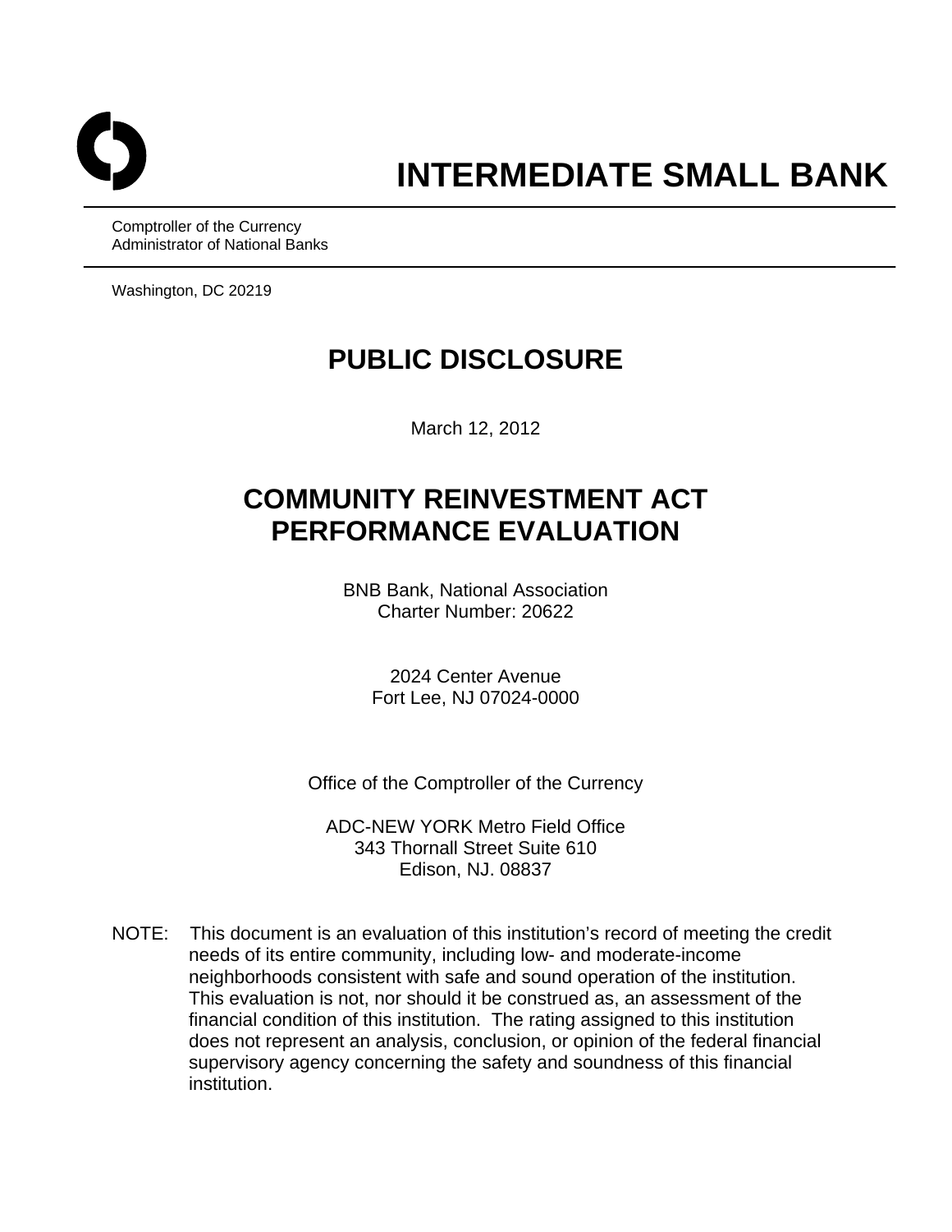# INTERMEDIATE SMALL BANK

Comptroller of the Currency
Administrator of National Banks

Washington, DC 20219

## PUBLIC DISCLOSURE

March 12, 2012

## COMMUNITY REINVESTMENT ACT PERFORMANCE EVALUATION

BNB Bank, National Association
Charter Number: 20622

2024 Center Avenue
Fort Lee, NJ 07024-0000

Office of the Comptroller of the Currency

ADC-NEW YORK Metro Field Office
343 Thornall Street Suite 610
Edison, NJ. 08837

NOTE: This document is an evaluation of this institution's record of meeting the credit needs of its entire community, including low- and moderate-income neighborhoods consistent with safe and sound operation of the institution. This evaluation is not, nor should it be construed as, an assessment of the financial condition of this institution. The rating assigned to this institution does not represent an analysis, conclusion, or opinion of the federal financial supervisory agency concerning the safety and soundness of this financial institution.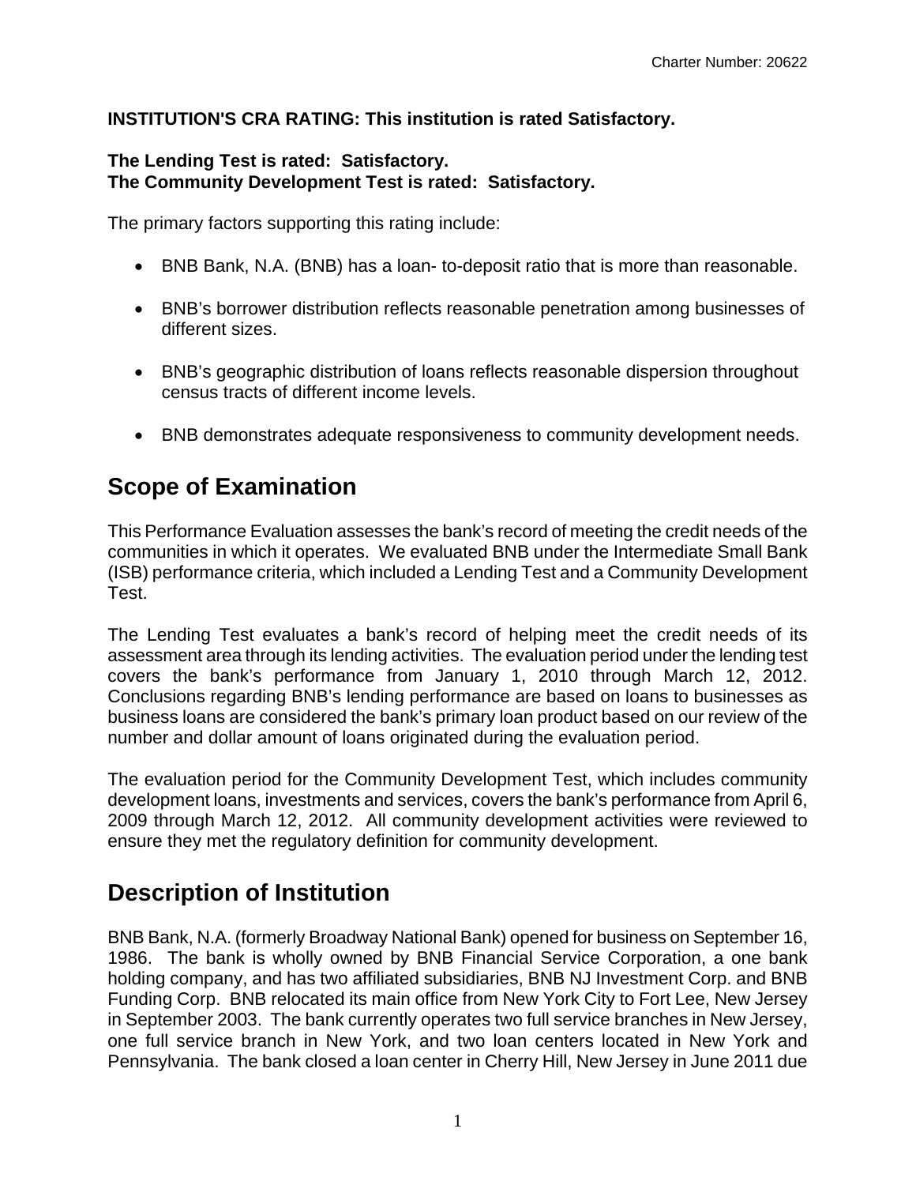**INSTITUTION'S CRA RATING: This institution is rated Satisfactory.**

**The Lending Test is rated: Satisfactory.**
**The Community Development Test is rated: Satisfactory.**

The primary factors supporting this rating include:

- BNB Bank, N.A. (BNB) has a loan- to-deposit ratio that is more than reasonable.
- BNB's borrower distribution reflects reasonable penetration among businesses of different sizes.
- BNB's geographic distribution of loans reflects reasonable dispersion throughout census tracts of different income levels.
- BNB demonstrates adequate responsiveness to community development needs.

# Scope of Examination

This Performance Evaluation assesses the bank's record of meeting the credit needs of the communities in which it operates. We evaluated BNB under the Intermediate Small Bank (ISB) performance criteria, which included a Lending Test and a Community Development Test.

The Lending Test evaluates a bank's record of helping meet the credit needs of its assessment area through its lending activities. The evaluation period under the lending test covers the bank's performance from January 1, 2010 through March 12, 2012. Conclusions regarding BNB's lending performance are based on loans to businesses as business loans are considered the bank's primary loan product based on our review of the number and dollar amount of loans originated during the evaluation period.

The evaluation period for the Community Development Test, which includes community development loans, investments and services, covers the bank's performance from April 6, 2009 through March 12, 2012. All community development activities were reviewed to ensure they met the regulatory definition for community development.

# Description of Institution

BNB Bank, N.A. (formerly Broadway National Bank) opened for business on September 16, 1986. The bank is wholly owned by BNB Financial Service Corporation, a one bank holding company, and has two affiliated subsidiaries, BNB NJ Investment Corp. and BNB Funding Corp. BNB relocated its main office from New York City to Fort Lee, New Jersey in September 2003. The bank currently operates two full service branches in New Jersey, one full service branch in New York, and two loan centers located in New York and Pennsylvania. The bank closed a loan center in Cherry Hill, New Jersey in June 2011 due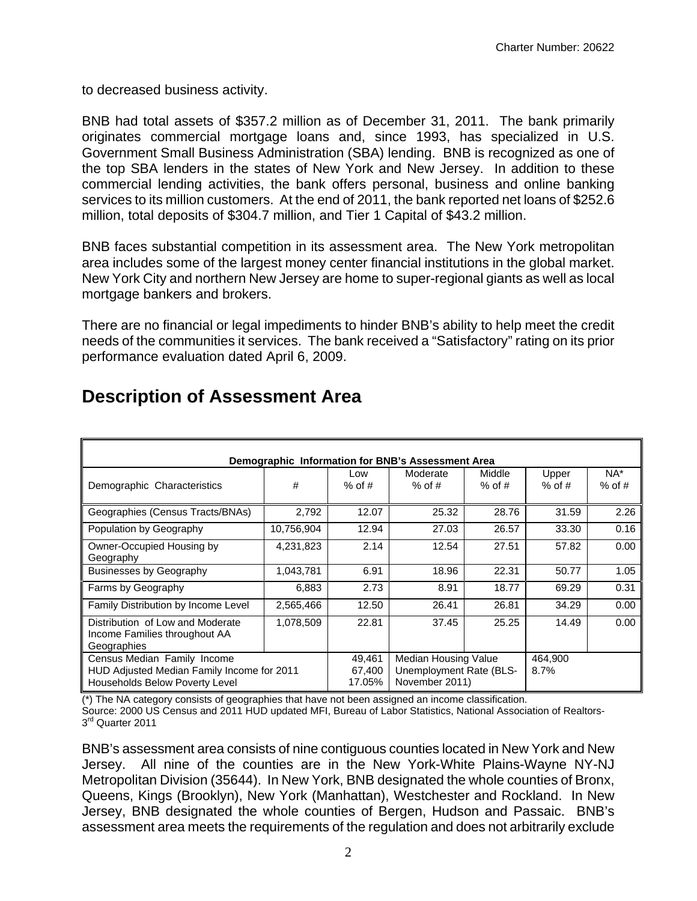to decreased business activity.

BNB had total assets of $357.2 million as of December 31, 2011. The bank primarily originates commercial mortgage loans and, since 1993, has specialized in U.S. Government Small Business Administration (SBA) lending. BNB is recognized as one of the top SBA lenders in the states of New York and New Jersey. In addition to these commercial lending activities, the bank offers personal, business and online banking services to its million customers. At the end of 2011, the bank reported net loans of $252.6 million, total deposits of $304.7 million, and Tier 1 Capital of $43.2 million.

BNB faces substantial competition in its assessment area. The New York metropolitan area includes some of the largest money center financial institutions in the global market. New York City and northern New Jersey are home to super-regional giants as well as local mortgage bankers and brokers.

There are no financial or legal impediments to hinder BNB's ability to help meet the credit needs of the communities it services. The bank received a "Satisfactory" rating on its prior performance evaluation dated April 6, 2009.

# Description of Assessment Area

| Demographic Information for BNB's Assessment Area | | | | | | |
|---|---|---|---|---|---|---|
| Demographic Characteristics | # | Low % of # | Moderate % of # | Middle % of # | Upper % of # | NA* % of # |
| Geographies (Census Tracts/BNAs) | 2,792 | 12.07 | 25.32 | 28.76 | 31.59 | 2.26 |
| Population by Geography | 10,756,904 | 12.94 | 27.03 | 26.57 | 33.30 | 0.16 |
| Owner-Occupied Housing by Geography | 4,231,823 | 2.14 | 12.54 | 27.51 | 57.82 | 0.00 |
| Businesses by Geography | 1,043,781 | 6.91 | 18.96 | 22.31 | 50.77 | 1.05 |
| Farms by Geography | 6,883 | 2.73 | 8.91 | 18.77 | 69.29 | 0.31 |
| Family Distribution by Income Level | 2,565,466 | 12.50 | 26.41 | 26.81 | 34.29 | 0.00 |
| Distribution of Low and Moderate Income Families throughout AA Geographies | 1,078,509 | 22.81 | 37.45 | 25.25 | 14.49 | 0.00 |
| Census Median Family Income<br>HUD Adjusted Median Family Income for 2011<br>Households Below Poverty Level | | 49,461<br>67,400<br>17.05% | Median Housing Value<br>Unemployment Rate (BLS-November 2011) | | 464,900<br>8.7% | |

(*) The NA category consists of geographies that have not been assigned an income classification.
Source: 2000 US Census and 2011 HUD updated MFI, Bureau of Labor Statistics, National Association of Realtors-3rd Quarter 2011

BNB's assessment area consists of nine contiguous counties located in New York and New Jersey. All nine of the counties are in the New York-White Plains-Wayne NY-NJ Metropolitan Division (35644). In New York, BNB designated the whole counties of Bronx, Queens, Kings (Brooklyn), New York (Manhattan), Westchester and Rockland. In New Jersey, BNB designated the whole counties of Bergen, Hudson and Passaic. BNB's assessment area meets the requirements of the regulation and does not arbitrarily exclude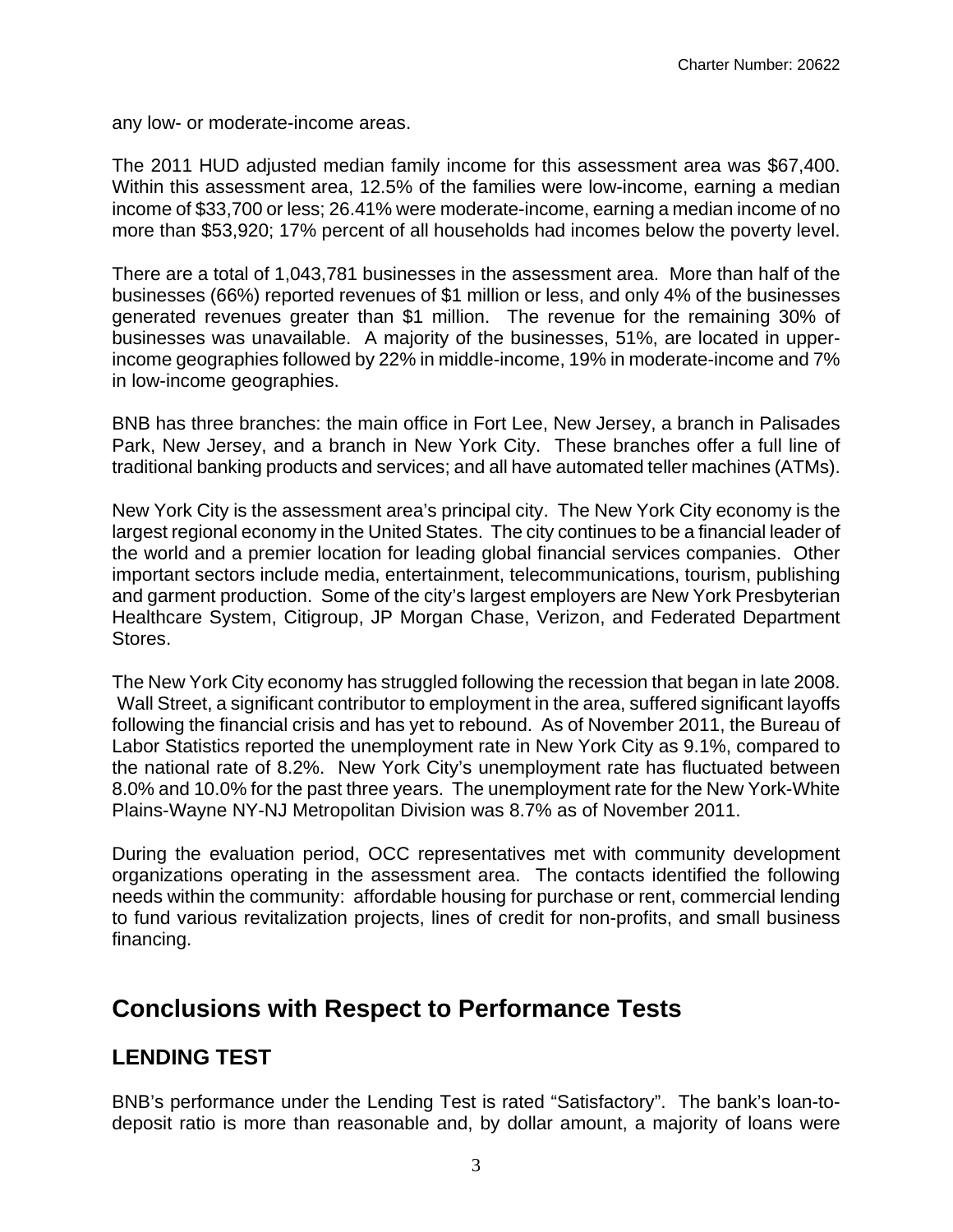any low- or moderate-income areas.

The 2011 HUD adjusted median family income for this assessment area was $67,400. Within this assessment area, 12.5% of the families were low-income, earning a median income of $33,700 or less; 26.41% were moderate-income, earning a median income of no more than $53,920; 17% percent of all households had incomes below the poverty level.

There are a total of 1,043,781 businesses in the assessment area. More than half of the businesses (66%) reported revenues of $1 million or less, and only 4% of the businesses generated revenues greater than $1 million. The revenue for the remaining 30% of businesses was unavailable. A majority of the businesses, 51%, are located in upper-income geographies followed by 22% in middle-income, 19% in moderate-income and 7% in low-income geographies.

BNB has three branches: the main office in Fort Lee, New Jersey, a branch in Palisades Park, New Jersey, and a branch in New York City. These branches offer a full line of traditional banking products and services; and all have automated teller machines (ATMs).

New York City is the assessment area's principal city. The New York City economy is the largest regional economy in the United States. The city continues to be a financial leader of the world and a premier location for leading global financial services companies. Other important sectors include media, entertainment, telecommunications, tourism, publishing and garment production. Some of the city's largest employers are New York Presbyterian Healthcare System, Citigroup, JP Morgan Chase, Verizon, and Federated Department Stores.

The New York City economy has struggled following the recession that began in late 2008. Wall Street, a significant contributor to employment in the area, suffered significant layoffs following the financial crisis and has yet to rebound. As of November 2011, the Bureau of Labor Statistics reported the unemployment rate in New York City as 9.1%, compared to the national rate of 8.2%. New York City's unemployment rate has fluctuated between 8.0% and 10.0% for the past three years. The unemployment rate for the New York-White Plains-Wayne NY-NJ Metropolitan Division was 8.7% as of November 2011.

During the evaluation period, OCC representatives met with community development organizations operating in the assessment area. The contacts identified the following needs within the community: affordable housing for purchase or rent, commercial lending to fund various revitalization projects, lines of credit for non-profits, and small business financing.

## Conclusions with Respect to Performance Tests

### LENDING TEST

BNB's performance under the Lending Test is rated "Satisfactory". The bank's loan-to-deposit ratio is more than reasonable and, by dollar amount, a majority of loans were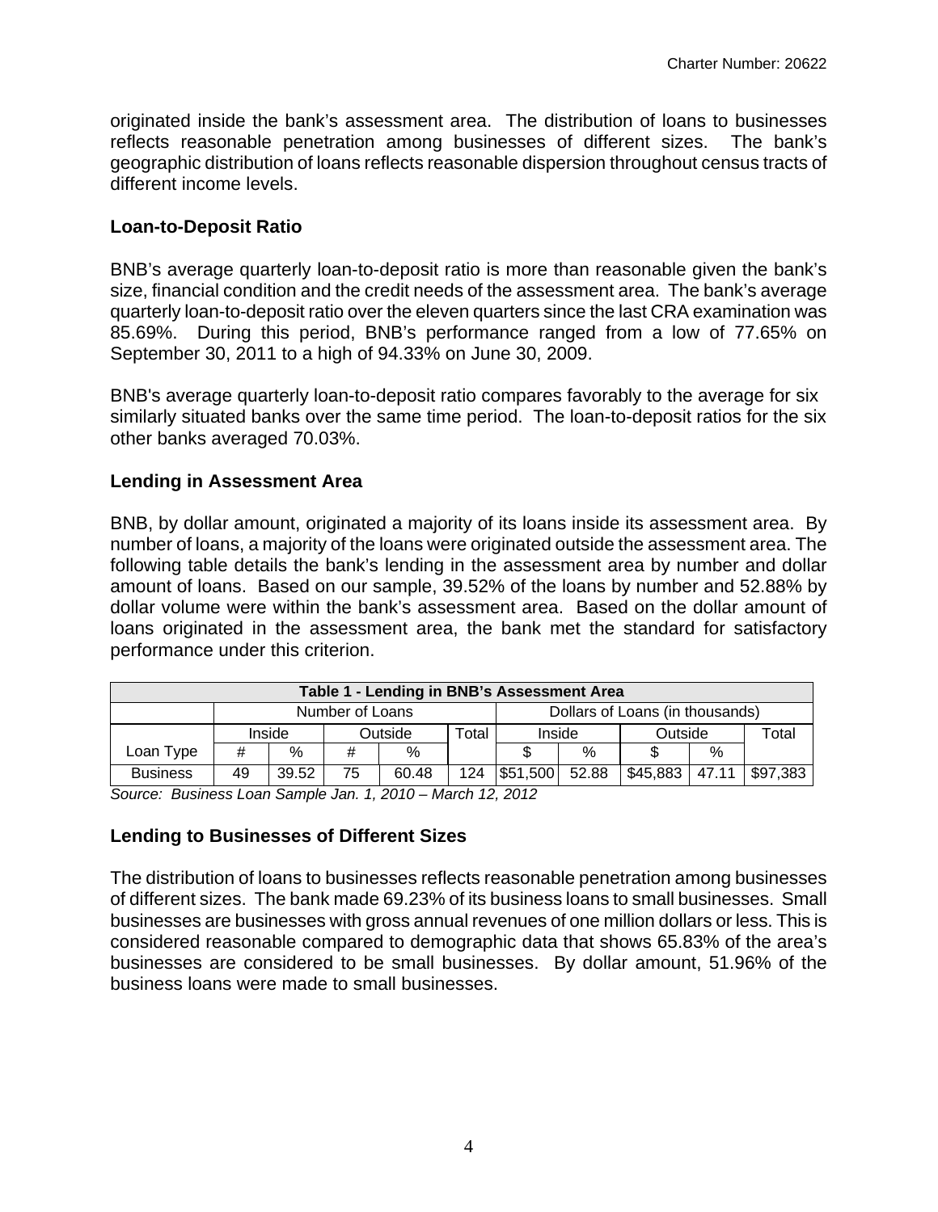originated inside the bank's assessment area. The distribution of loans to businesses reflects reasonable penetration among businesses of different sizes. The bank's geographic distribution of loans reflects reasonable dispersion throughout census tracts of different income levels.

### Loan-to-Deposit Ratio

BNB's average quarterly loan-to-deposit ratio is more than reasonable given the bank's size, financial condition and the credit needs of the assessment area. The bank's average quarterly loan-to-deposit ratio over the eleven quarters since the last CRA examination was 85.69%. During this period, BNB's performance ranged from a low of 77.65% on September 30, 2011 to a high of 94.33% on June 30, 2009.

BNB's average quarterly loan-to-deposit ratio compares favorably to the average for six similarly situated banks over the same time period. The loan-to-deposit ratios for the six other banks averaged 70.03%.

### Lending in Assessment Area

BNB, by dollar amount, originated a majority of its loans inside its assessment area. By number of loans, a majority of the loans were originated outside the assessment area. The following table details the bank's lending in the assessment area by number and dollar amount of loans. Based on our sample, 39.52% of the loans by number and 52.88% by dollar volume were within the bank's assessment area. Based on the dollar amount of loans originated in the assessment area, the bank met the standard for satisfactory performance under this criterion.

**Table 1 - Lending in BNB's Assessment Area**

| | Number of Loans | | | | | Dollars of Loans (in thousands) | | | | |
|---|---|---|---|---|---|---|---|---|---|---|
| | Inside | | Outside | | Total | Inside | | Outside | | Total |
| Loan Type | # | % | # | % | | $ | % | $ | % | |
| Business | 49 | 39.52 | 75 | 60.48 | 124 | $51,500 | 52.88 | $45,883 | 47.11 | $97,383 |

*Source: Business Loan Sample Jan. 1, 2010 – March 12, 2012*

### Lending to Businesses of Different Sizes

The distribution of loans to businesses reflects reasonable penetration among businesses of different sizes. The bank made 69.23% of its business loans to small businesses. Small businesses are businesses with gross annual revenues of one million dollars or less. This is considered reasonable compared to demographic data that shows 65.83% of the area's businesses are considered to be small businesses. By dollar amount, 51.96% of the business loans were made to small businesses.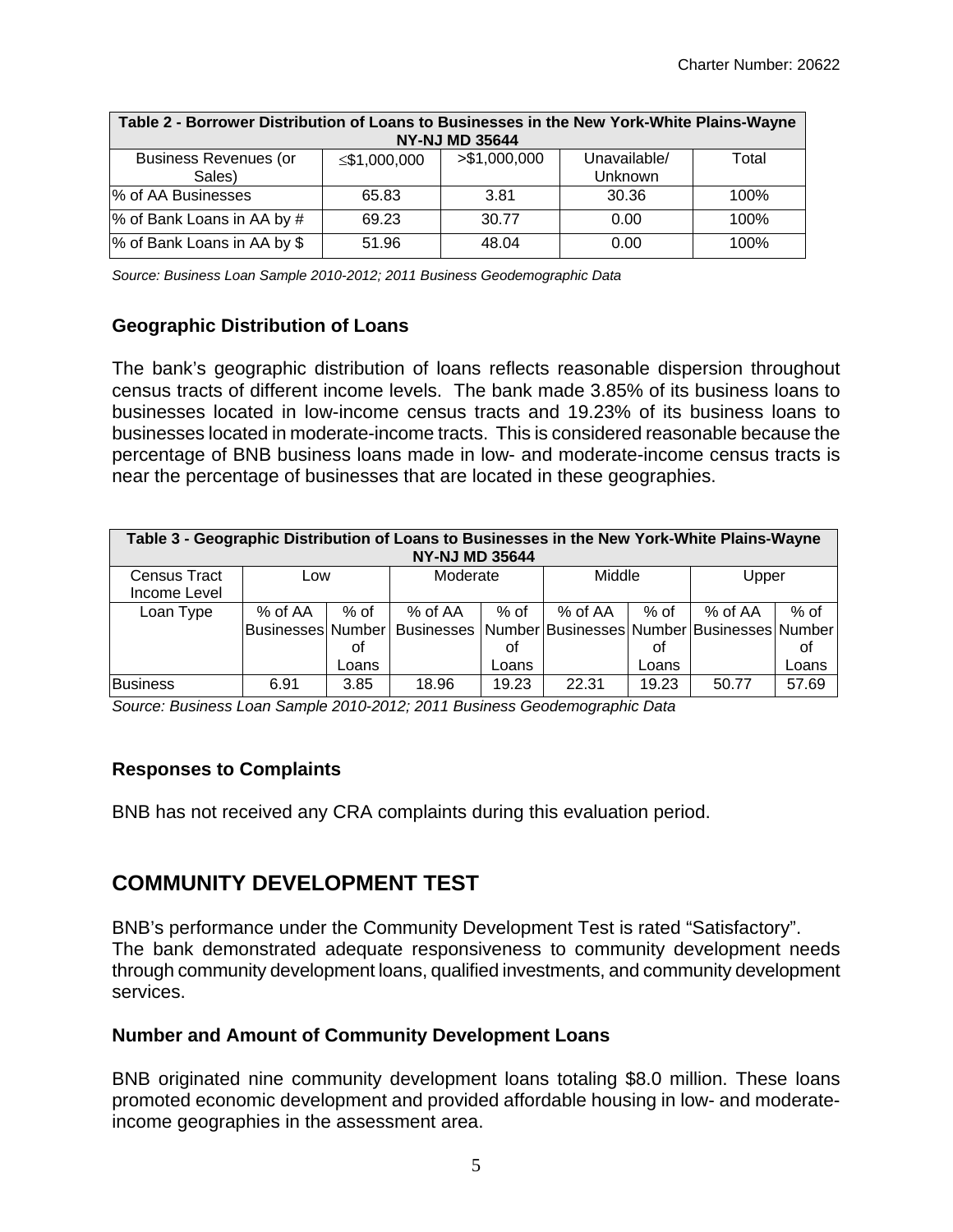| Table 2 - Borrower Distribution of Loans to Businesses in the New York-White Plains-Wayne NY-NJ MD 35644 | | | | |
|---|---|---|---|---|
| Business Revenues (or Sales) | ≤$1,000,000 | >$1,000,000 | Unavailable/ Unknown | Total |
| % of AA Businesses | 65.83 | 3.81 | 30.36 | 100% |
| % of Bank Loans in AA by # | 69.23 | 30.77 | 0.00 | 100% |
| % of Bank Loans in AA by $ | 51.96 | 48.04 | 0.00 | 100% |

*Source: Business Loan Sample 2010-2012; 2011 Business Geodemographic Data*

### Geographic Distribution of Loans

The bank's geographic distribution of loans reflects reasonable dispersion throughout census tracts of different income levels. The bank made 3.85% of its business loans to businesses located in low-income census tracts and 19.23% of its business loans to businesses located in moderate-income tracts. This is considered reasonable because the percentage of BNB business loans made in low- and moderate-income census tracts is near the percentage of businesses that are located in these geographies.

| Table 3 - Geographic Distribution of Loans to Businesses in the New York-White Plains-Wayne NY-NJ MD 35644 | | | | | | | | |
|---|---|---|---|---|---|---|---|---|
| Census Tract Income Level | Low | | Moderate | | Middle | | Upper | |
| Loan Type | % of AA Businesses | % of Number of Loans | % of AA Businesses | % of Number of Loans | % of AA Businesses | % of Number of Loans | % of AA Businesses | % of Number of Loans |
| Business | 6.91 | 3.85 | 18.96 | 19.23 | 22.31 | 19.23 | 50.77 | 57.69 |

*Source: Business Loan Sample 2010-2012; 2011 Business Geodemographic Data*

### Responses to Complaints

BNB has not received any CRA complaints during this evaluation period.

## COMMUNITY DEVELOPMENT TEST

BNB's performance under the Community Development Test is rated "Satisfactory". The bank demonstrated adequate responsiveness to community development needs through community development loans, qualified investments, and community development services.

### Number and Amount of Community Development Loans

BNB originated nine community development loans totaling $8.0 million. These loans promoted economic development and provided affordable housing in low- and moderate-income geographies in the assessment area.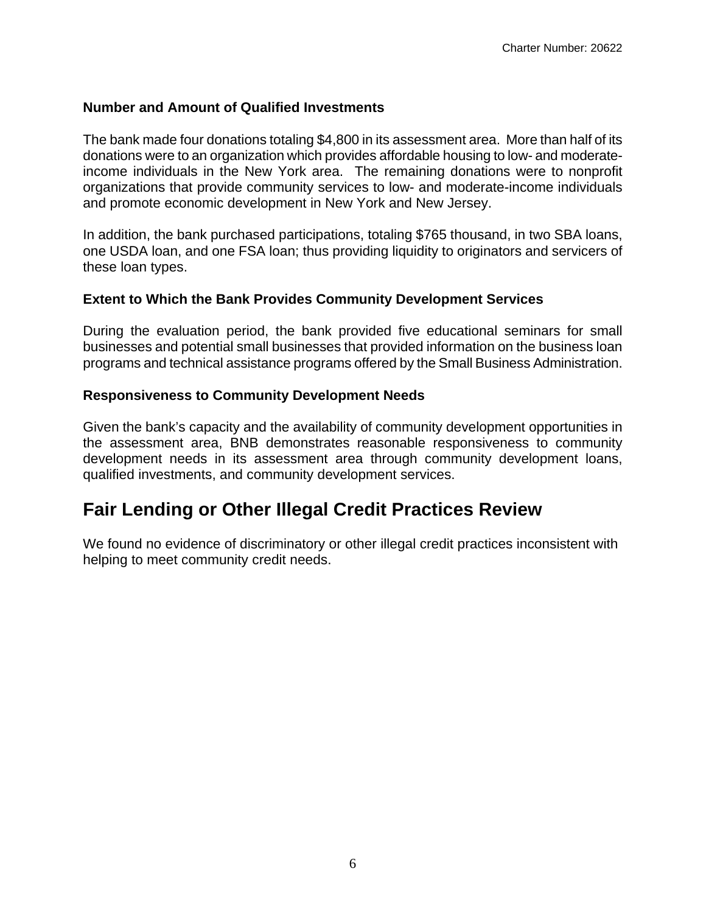### Number and Amount of Qualified Investments

The bank made four donations totaling $4,800 in its assessment area. More than half of its donations were to an organization which provides affordable housing to low- and moderate-income individuals in the New York area. The remaining donations were to nonprofit organizations that provide community services to low- and moderate-income individuals and promote economic development in New York and New Jersey.

In addition, the bank purchased participations, totaling $765 thousand, in two SBA loans, one USDA loan, and one FSA loan; thus providing liquidity to originators and servicers of these loan types.

### Extent to Which the Bank Provides Community Development Services

During the evaluation period, the bank provided five educational seminars for small businesses and potential small businesses that provided information on the business loan programs and technical assistance programs offered by the Small Business Administration.

### Responsiveness to Community Development Needs

Given the bank's capacity and the availability of community development opportunities in the assessment area, BNB demonstrates reasonable responsiveness to community development needs in its assessment area through community development loans, qualified investments, and community development services.

## Fair Lending or Other Illegal Credit Practices Review

We found no evidence of discriminatory or other illegal credit practices inconsistent with helping to meet community credit needs.